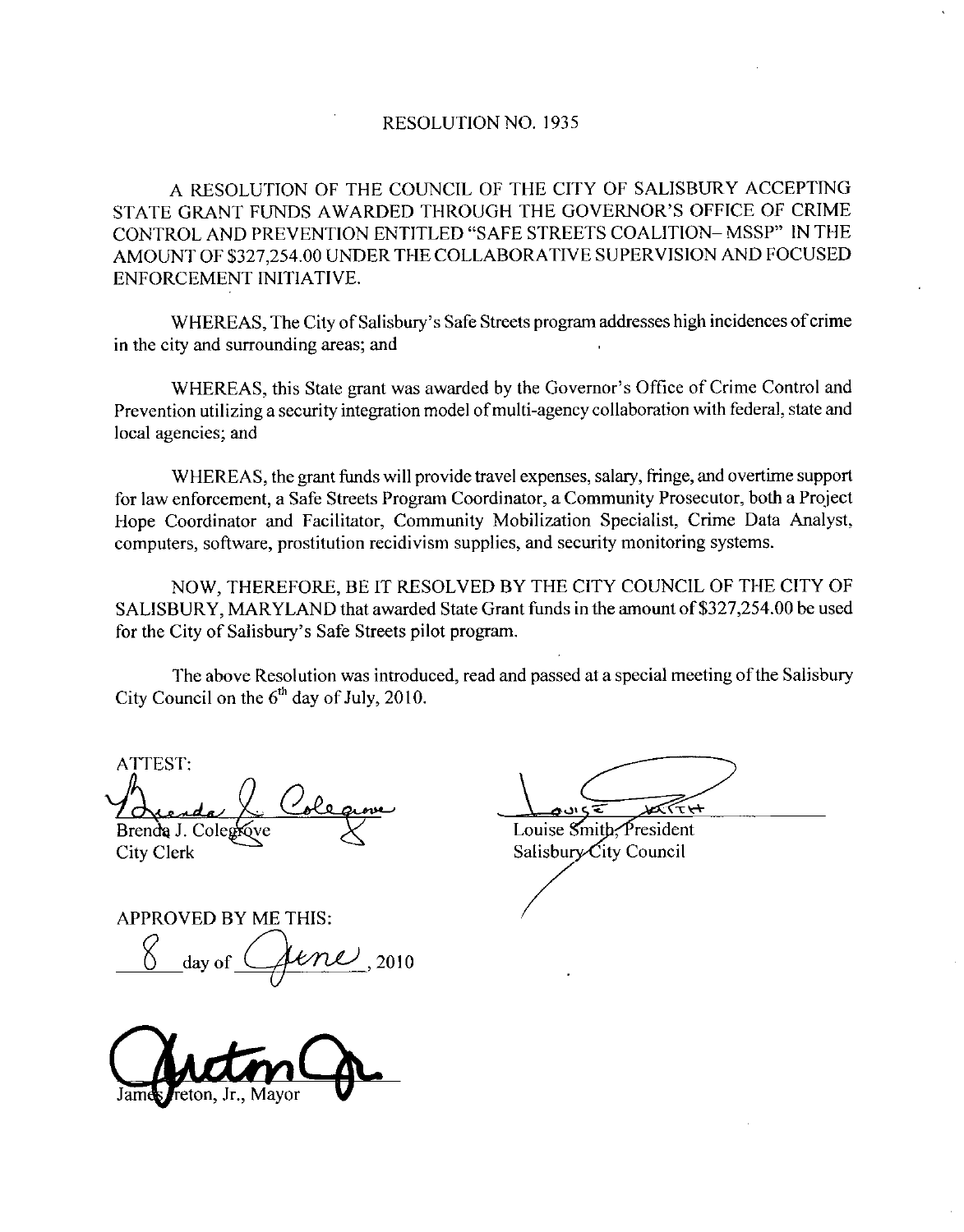# RESOLUTION NO. 1935

A RESOLUTION OF THE COUNCIL OF THE CITY OF SALISBURY ACCEPTING STATE GRANT FUNDS AWARDED THROUGH THE GOVERNOR'S OFFICE OF CRIME CONTROL AND PREVENTION ENTITLED "SAFE STREETS COALITION– MSSP" IN THE AMOUNT OF $327,254.00 UNDER THE COLLABORATIVE SUPERVISION AND FOCUSED ENFORCEMENT INITIATIVE.

WHEREAS, The City of Salisbury's Safe Streets program addresses high incidences of crime in the city and surrounding areas; and

WHEREAS, this State grant was awarded by the Governor's Office of Crime Control and Prevention utilizing a security integration model of multi-agency collaboration with federal, state and local agencies; and

WHEREAS, the grant funds will provide travel expenses, salary, fringe, and overtime support for law enforcement, a Safe Streets Program Coordinator, a Community Prosecutor, both a Project Hope Coordinator and Facilitator, Community Mobilization Specialist, Crime Data Analyst, computers, software, prostitution recidivism supplies, and security monitoring systems.

NOW, THEREFORE, BE IT RESOLVED BY THE CITY COUNCIL OF THE CITY OF SALISBURY, MARYLAND that awarded State Grant funds in the amount of $327,254.00 be used for the City of Salisbury's Safe Streets pilot program.

The above Resolution was introduced, read and passed at a special meeting of the Salisbury City Council on the 6th day of July, 2010.

ATTEST:

Brenda J. Colegrove
City Clerk

Louise Smith, President
Salisbury City Council

APPROVED BY ME THIS:

8 day of June, 2010

James Ireton, Jr., Mayor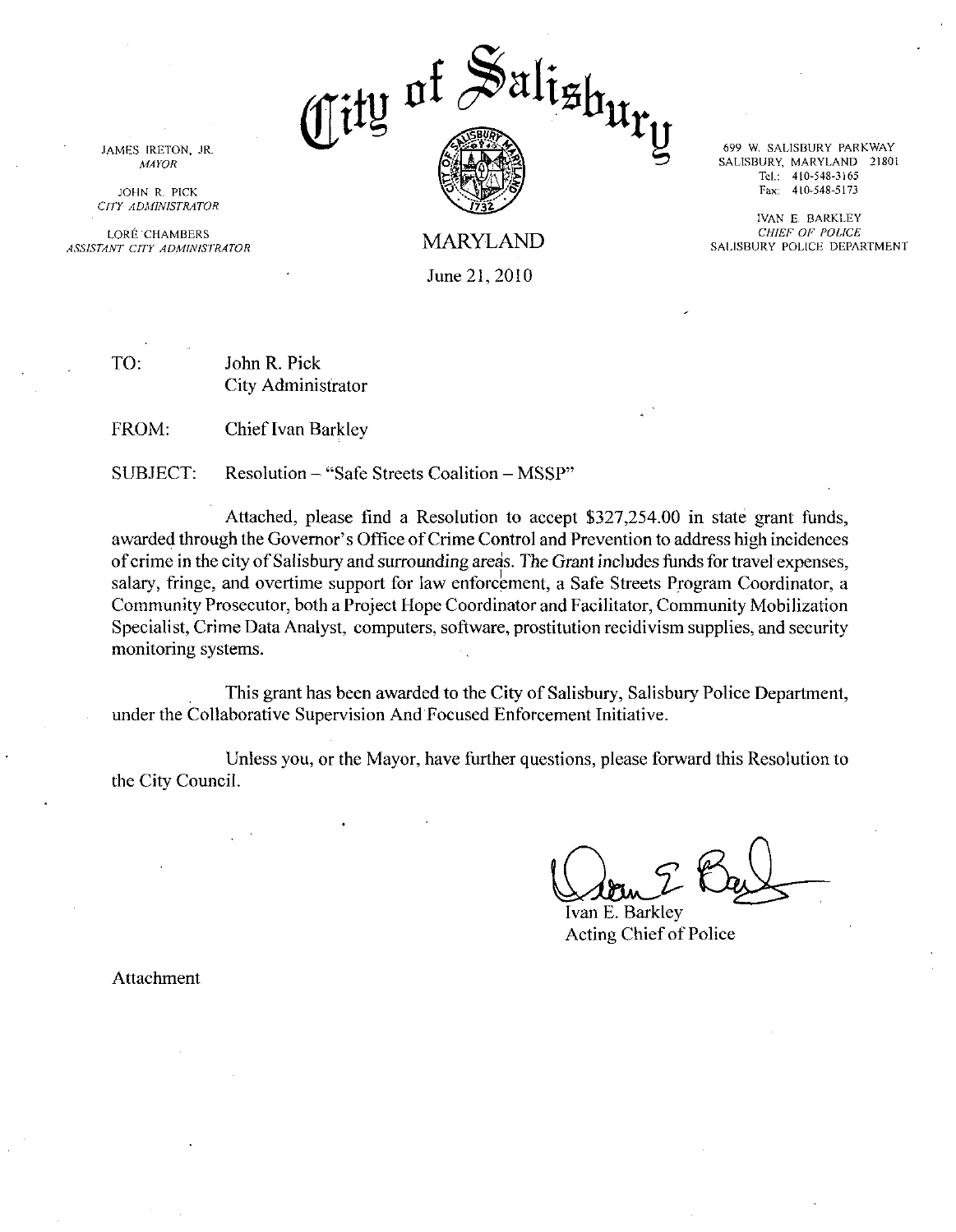# City of Salisbury

JAMES IRETON, JR.
*MAYOR*

JOHN R. PICK
*CITY ADMINISTRATOR*

LORÉ CHAMBERS
*ASSISTANT CITY ADMINISTRATOR*

MARYLAND

699 W. SALISBURY PARKWAY
SALISBURY, MARYLAND 21801
Tel.: 410-548-3165
Fax: 410-548-5173

IVAN E. BARKLEY
*CHIEF OF POLICE*
SALISBURY POLICE DEPARTMENT

June 21, 2010

TO: John R. Pick
City Administrator

FROM: Chief Ivan Barkley

SUBJECT: Resolution – "Safe Streets Coalition – MSSP"

Attached, please find a Resolution to accept $327,254.00 in state grant funds, awarded through the Governor's Office of Crime Control and Prevention to address high incidences of crime in the city of Salisbury and surrounding areas. The Grant includes funds for travel expenses, salary, fringe, and overtime support for law enforcement, a Safe Streets Program Coordinator, a Community Prosecutor, both a Project Hope Coordinator and Facilitator, Community Mobilization Specialist, Crime Data Analyst, computers, software, prostitution recidivism supplies, and security monitoring systems.

This grant has been awarded to the City of Salisbury, Salisbury Police Department, under the Collaborative Supervision And Focused Enforcement Initiative.

Unless you, or the Mayor, have further questions, please forward this Resolution to the City Council.

Ivan E. Barkley
Acting Chief of Police

Attachment